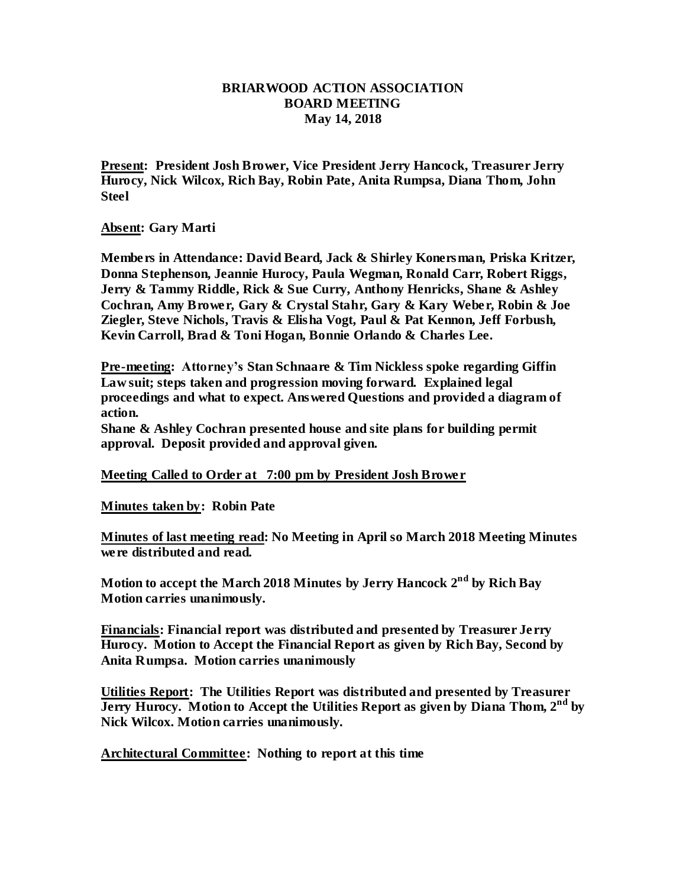**BRIARWOOD ACTION ASSOCIATION**
**BOARD MEETING**
**May 14, 2018**

**<u>Present</u>: President Josh Brower, Vice President Jerry Hancock, Treasurer Jerry Hurocy, Nick Wilcox, Rich Bay, Robin Pate, Anita Rumpsa, Diana Thom, John Steel**

**<u>Absent</u>: Gary Marti**

**Members in Attendance: David Beard, Jack & Shirley Konersman, Priska Kritzer, Donna Stephenson, Jeannie Hurocy, Paula Wegman, Ronald Carr, Robert Riggs, Jerry & Tammy Riddle, Rick & Sue Curry, Anthony Henricks, Shane & Ashley Cochran, Amy Brower, Gary & Crystal Stahr, Gary & Kary Weber, Robin & Joe Ziegler, Steve Nichols, Travis & Elisha Vogt, Paul & Pat Kennon, Jeff Forbush, Kevin Carroll, Brad & Toni Hogan, Bonnie Orlando & Charles Lee.**

**<u>Pre-meeting</u>: Attorney's Stan Schnaare & Tim Nickless spoke regarding Giffin Lawsuit; steps taken and progression moving forward. Explained legal proceedings and what to expect. Answered Questions and provided a diagram of action.**
**Shane & Ashley Cochran presented house and site plans for building permit approval. Deposit provided and approval given.**

**<u>Meeting Called to Order at 7:00 pm by President Josh Brower</u>**

**<u>Minutes taken by</u>: Robin Pate**

**<u>Minutes of last meeting read</u>: No Meeting in April so March 2018 Meeting Minutes were distributed and read.**

**Motion to accept the March 2018 Minutes by Jerry Hancock 2nd by Rich Bay Motion carries unanimously.**

**<u>Financials</u>: Financial report was distributed and presented by Treasurer Jerry Hurocy. Motion to Accept the Financial Report as given by Rich Bay, Second by Anita Rumpsa. Motion carries unanimously**

**<u>Utilities Report</u>: The Utilities Report was distributed and presented by Treasurer Jerry Hurocy. Motion to Accept the Utilities Report as given by Diana Thom, 2nd by Nick Wilcox. Motion carries unanimously.**

**<u>Architectural Committee</u>: Nothing to report at this time**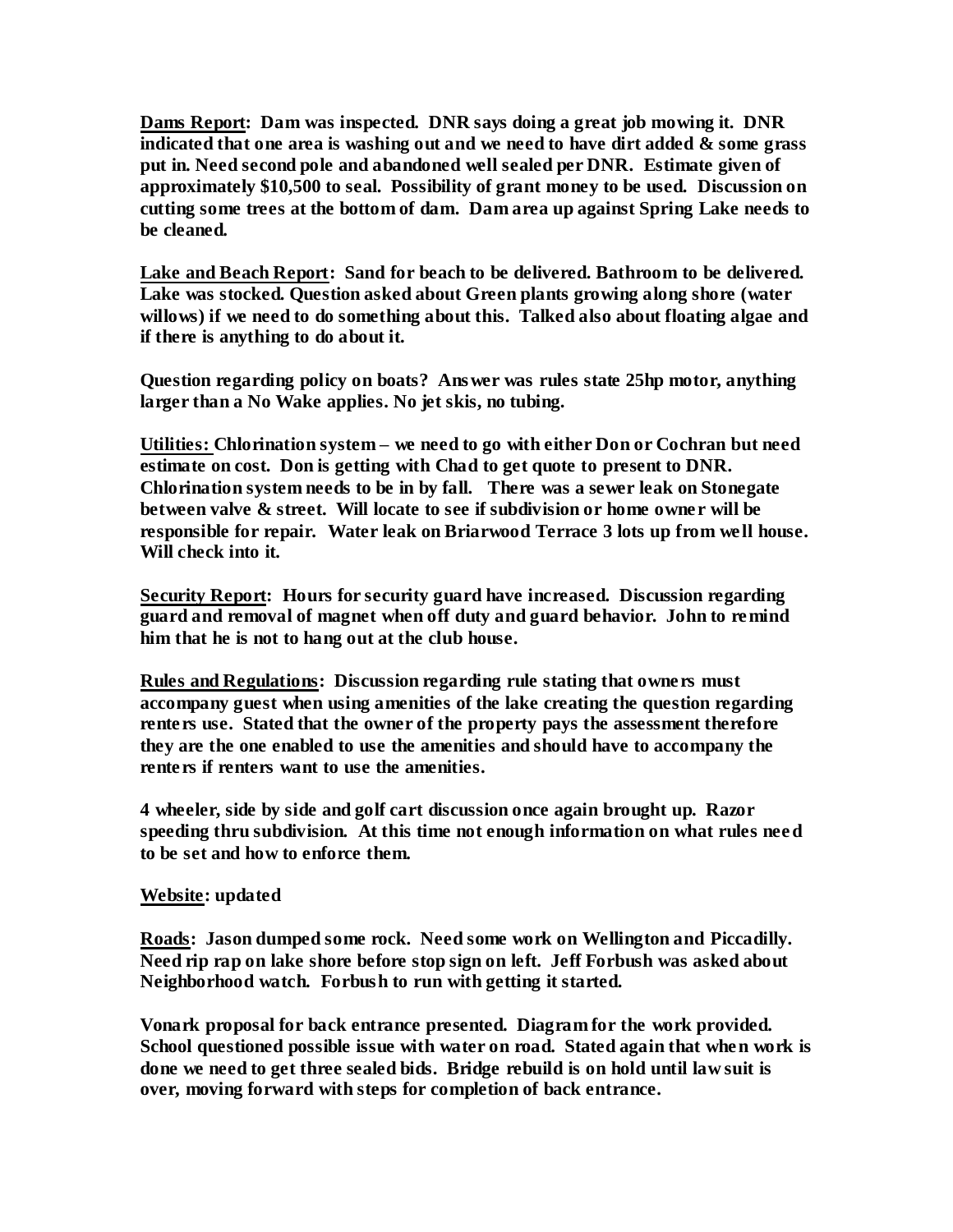**Dams Report:** Dam was inspected. DNR says doing a great job mowing it. DNR indicated that one area is washing out and we need to have dirt added & some grass put in. Need second pole and abandoned well sealed per DNR. Estimate given of approximately $10,500 to seal. Possibility of grant money to be used. Discussion on cutting some trees at the bottom of dam. Dam area up against Spring Lake needs to be cleaned.

**Lake and Beach Report:** Sand for beach to be delivered. Bathroom to be delivered. Lake was stocked. Question asked about Green plants growing along shore (water willows) if we need to do something about this. Talked also about floating algae and if there is anything to do about it.

**Question regarding policy on boats? Answer was rules state 25hp motor, anything larger than a No Wake applies. No jet skis, no tubing.**

**Utilities:** Chlorination system – we need to go with either Don or Cochran but need estimate on cost. Don is getting with Chad to get quote to present to DNR. Chlorination system needs to be in by fall. There was a sewer leak on Stonegate between valve & street. Will locate to see if subdivision or home owner will be responsible for repair. Water leak on Briarwood Terrace 3 lots up from well house. Will check into it.

**Security Report:** Hours for security guard have increased. Discussion regarding guard and removal of magnet when off duty and guard behavior. John to remind him that he is not to hang out at the club house.

**Rules and Regulations:** Discussion regarding rule stating that owners must accompany guest when using amenities of the lake creating the question regarding renters use. Stated that the owner of the property pays the assessment therefore they are the one enabled to use the amenities and should have to accompany the renters if renters want to use the amenities.

**4 wheeler, side by side and golf cart discussion once again brought up. Razor speeding thru subdivision. At this time not enough information on what rules need to be set and how to enforce them.**

**Website:** updated

**Roads:** Jason dumped some rock. Need some work on Wellington and Piccadilly. Need rip rap on lake shore before stop sign on left. Jeff Forbush was asked about Neighborhood watch. Forbush to run with getting it started.

**Vonark proposal for back entrance presented. Diagram for the work provided. School questioned possible issue with water on road. Stated again that when work is done we need to get three sealed bids. Bridge rebuild is on hold until law suit is over, moving forward with steps for completion of back entrance.**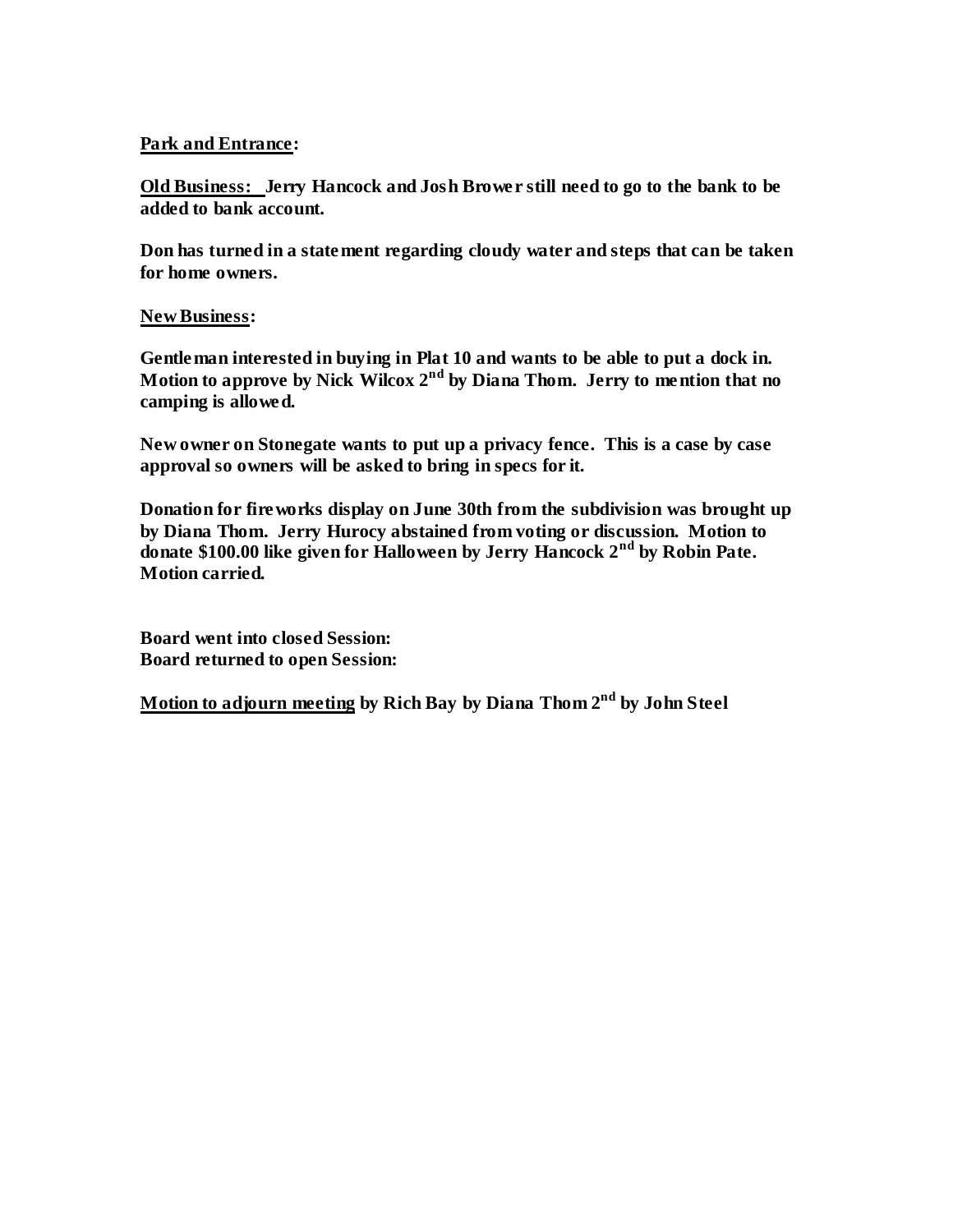**Park and Entrance:**

**Old Business: Jerry Hancock and Josh Brower still need to go to the bank to be added to bank account.**

**Don has turned in a statement regarding cloudy water and steps that can be taken for home owners.**

**New Business:**

**Gentleman interested in buying in Plat 10 and wants to be able to put a dock in. Motion to approve by Nick Wilcox 2nd by Diana Thom. Jerry to mention that no camping is allowed.**

**New owner on Stonegate wants to put up a privacy fence. This is a case by case approval so owners will be asked to bring in specs for it.**

**Donation for fireworks display on June 30th from the subdivision was brought up by Diana Thom. Jerry Hurocy abstained from voting or discussion. Motion to donate $100.00 like given for Halloween by Jerry Hancock 2nd by Robin Pate. Motion carried.**

**Board went into closed Session:**
**Board returned to open Session:**

**Motion to adjourn meeting by Rich Bay by Diana Thom 2nd by John Steel**